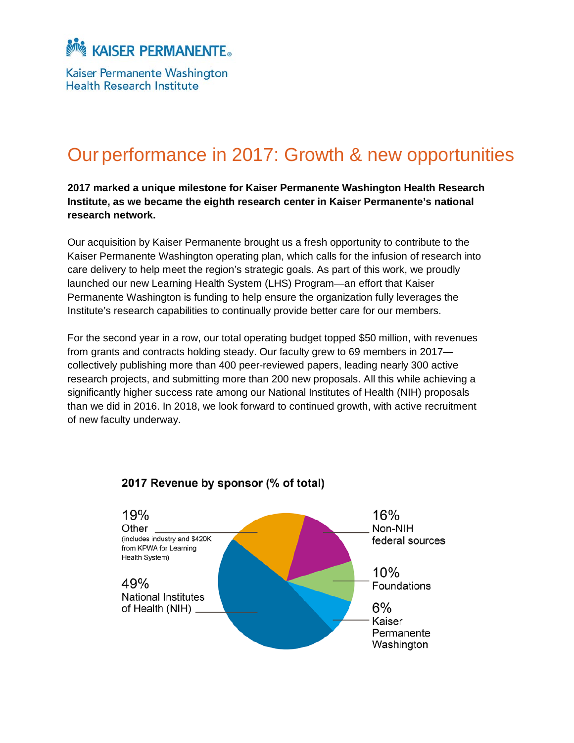Kaiser Permanente Washington Health Research Institute

# Our performance in 2017: Growth & new opportunities

**2017 marked a unique milestone for Kaiser Permanente Washington Health Research Institute, as we became the eighth research center in Kaiser Permanente's national research network.**

Our acquisition by Kaiser Permanente brought us a fresh opportunity to contribute to the Kaiser Permanente Washington operating plan, which calls for the infusion of research into care delivery to help meet the region's strategic goals. As part of this work, we proudly launched our new Learning Health System (LHS) Program—an effort that Kaiser Permanente Washington is funding to help ensure the organization fully leverages the Institute's research capabilities to continually provide better care for our members.

For the second year in a row, our total operating budget topped $50 million, with revenues from grants and contracts holding steady. Our faculty grew to 69 members in 2017—collectively publishing more than 400 peer-reviewed papers, leading nearly 300 active research projects, and submitting more than 200 new proposals. All this while achieving a significantly higher success rate among our National Institutes of Health (NIH) proposals than we did in 2016. In 2018, we look forward to continued growth, with active recruitment of new faculty underway.

**2017 Revenue by sponsor (% of total)**

- 19% Other (includes industry and $420K from KPWA for Learning Health System)
- 49% National Institutes of Health (NIH)
- 16% Non-NIH federal sources
- 10% Foundations
- 6% Kaiser Permanente Washington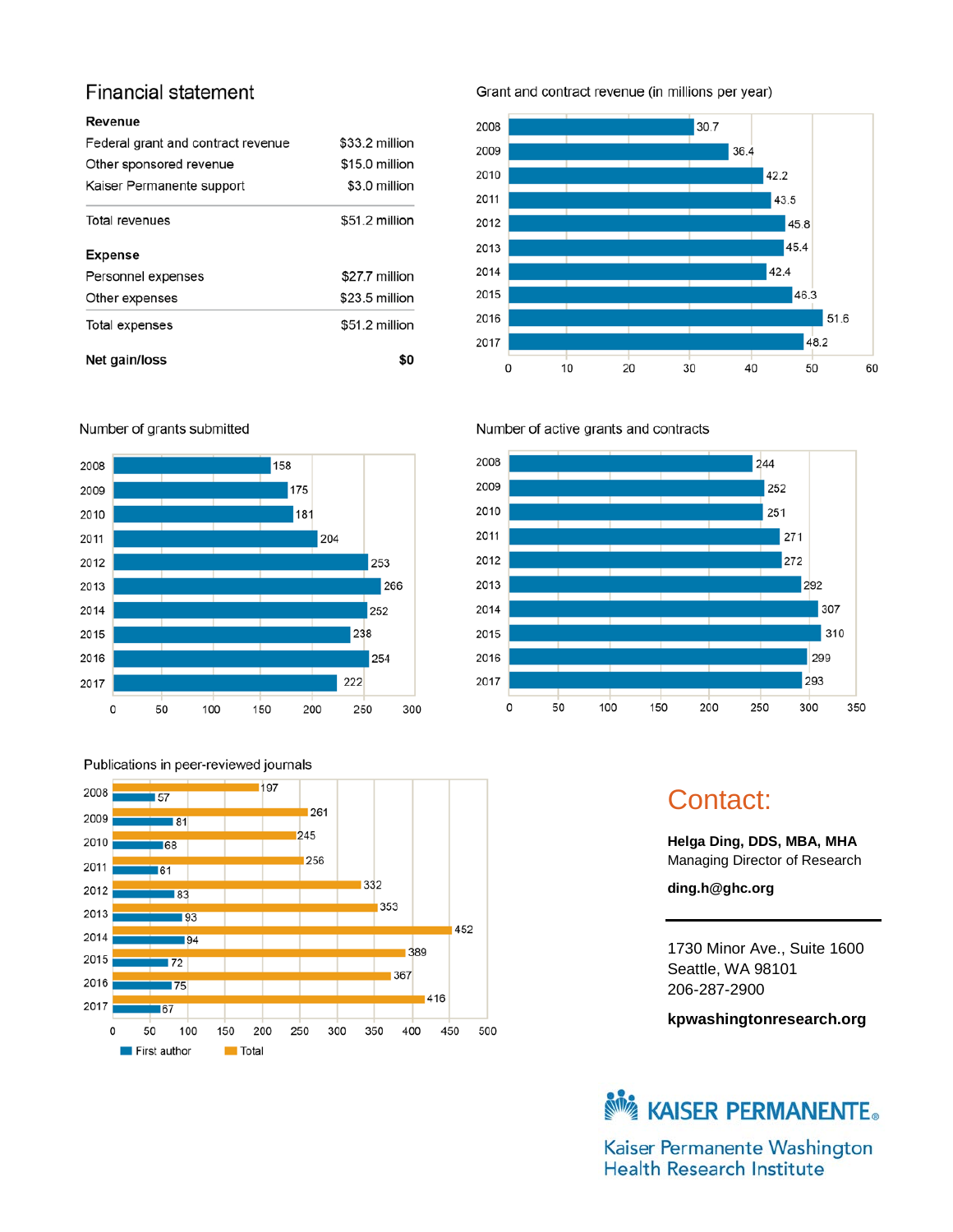## Financial statement

| | |
|---|---|
| **Revenue** | |
| Federal grant and contract revenue | $33.2 million |
| Other sponsored revenue | $15.0 million |
| Kaiser Permanente support | $3.0 million |
| Total revenues | $51.2 million |
| **Expense** | |
| Personnel expenses | $27.7 million |
| Other expenses | $23.5 million |
| Total expenses | $51.2 million |
| **Net gain/loss** | **$0** |

Grant and contract revenue (in millions per year)

2008 30.7
2009 36.4
2010 42.2
2011 43.5
2012 45.8
2013 45.4
2014 42.4
2015 46.3
2016 51.6
2017 48.2

0 10 20 30 40 50 60

Number of grants submitted

2008 158
2009 175
2010 181
2011 204
2012 253
2013 266
2014 252
2015 238
2016 254
2017 222

0 50 100 150 200 250 300

Number of active grants and contracts

2008 244
2009 252
2010 251
2011 271
2012 272
2013 292
2014 307
2015 310
2016 299
2017 293

0 50 100 150 200 250 300 350

Publications in peer-reviewed journals

2008 197 57
2009 261 81
2010 245 68
2011 256 61
2012 332 83
2013 353 93
2014 452 94
2015 389 72
2016 367 75
2017 416 67

0 50 100 150 200 250 300 350 400 450 500

First author Total

## Contact:

**Helga Ding, DDS, MBA, MHA**
Managing Director of Research

**ding.h@ghc.org**

1730 Minor Ave., Suite 1600
Seattle, WA 98101
206-287-2900

**kpwashingtonresearch.org**

KAISER PERMANENTE®

Kaiser Permanente Washington
Health Research Institute